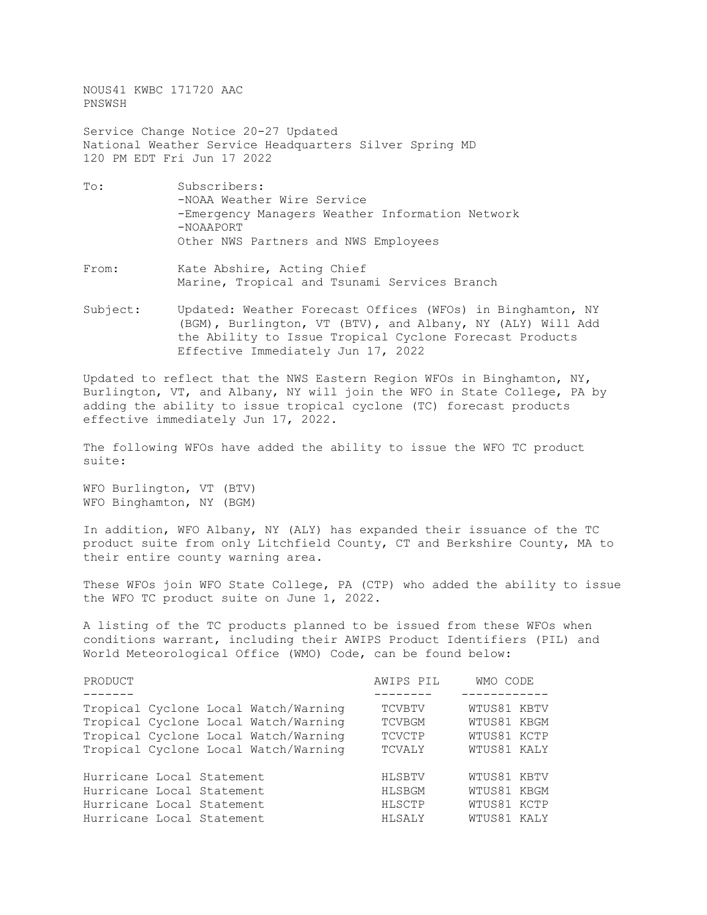NOUS41 KWBC 171720 AAC
PNSWSH

Service Change Notice 20-27 Updated
National Weather Service Headquarters Silver Spring MD
120 PM EDT Fri Jun 17 2022

To: Subscribers:
-NOAA Weather Wire Service
-Emergency Managers Weather Information Network
-NOAAPORT
Other NWS Partners and NWS Employees

From: Kate Abshire, Acting Chief
Marine, Tropical and Tsunami Services Branch

Subject: Updated: Weather Forecast Offices (WFOs) in Binghamton, NY (BGM), Burlington, VT (BTV), and Albany, NY (ALY) Will Add the Ability to Issue Tropical Cyclone Forecast Products Effective Immediately Jun 17, 2022

Updated to reflect that the NWS Eastern Region WFOs in Binghamton, NY, Burlington, VT, and Albany, NY will join the WFO in State College, PA by adding the ability to issue tropical cyclone (TC) forecast products effective immediately Jun 17, 2022.

The following WFOs have added the ability to issue the WFO TC product suite:

WFO Burlington, VT (BTV)
WFO Binghamton, NY (BGM)

In addition, WFO Albany, NY (ALY) has expanded their issuance of the TC product suite from only Litchfield County, CT and Berkshire County, MA to their entire county warning area.

These WFOs join WFO State College, PA (CTP) who added the ability to issue the WFO TC product suite on June 1, 2022.

A listing of the TC products planned to be issued from these WFOs when conditions warrant, including their AWIPS Product Identifiers (PIL) and World Meteorological Office (WMO) Code, can be found below:

| PRODUCT | AWIPS PIL | WMO CODE |
|---|---|---|
| Tropical Cyclone Local Watch/Warning | TCVBTV | WTUS81 KBTV |
| Tropical Cyclone Local Watch/Warning | TCVBGM | WTUS81 KBGM |
| Tropical Cyclone Local Watch/Warning | TCVCTP | WTUS81 KCTP |
| Tropical Cyclone Local Watch/Warning | TCVALY | WTUS81 KALY |
| Hurricane Local Statement | HLSBTV | WTUS81 KBTV |
| Hurricane Local Statement | HLSBGM | WTUS81 KBGM |
| Hurricane Local Statement | HLSCTP | WTUS81 KCTP |
| Hurricane Local Statement | HLSALY | WTUS81 KALY |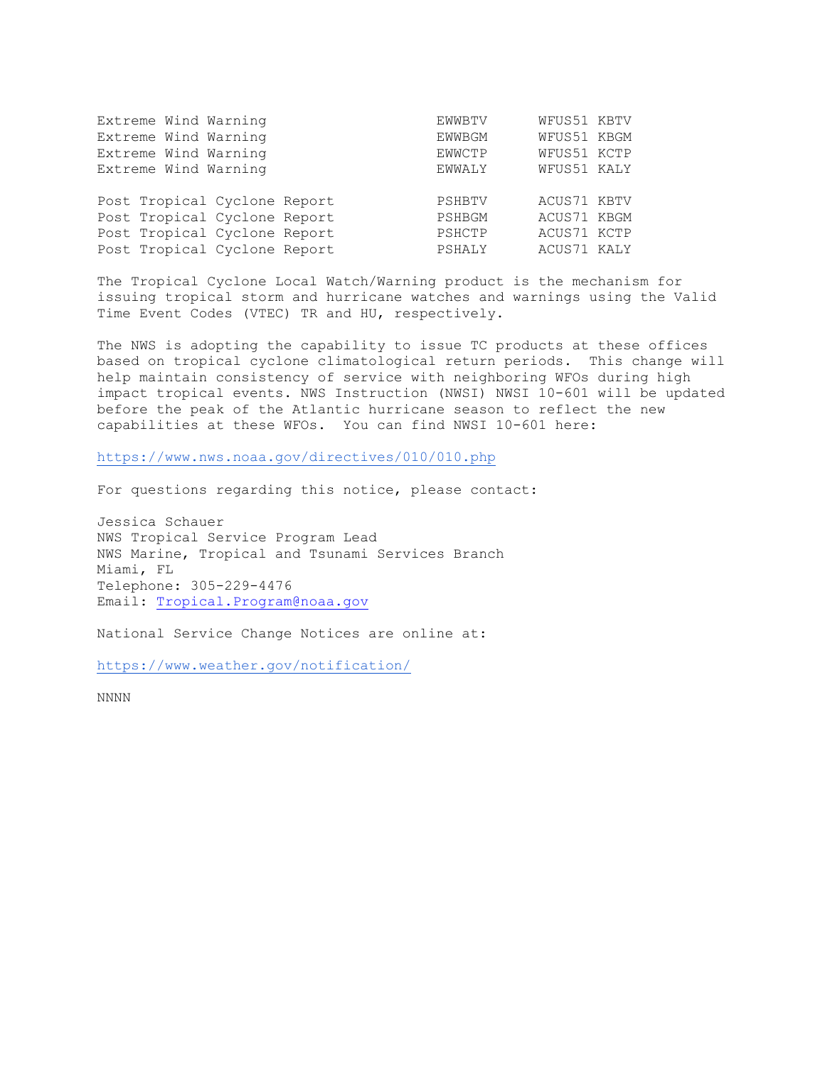| | | |
|---|---|---|
| Extreme Wind Warning | EWWBTV | WFUS51 KBTV |
| Extreme Wind Warning | EWWBGM | WFUS51 KBGM |
| Extreme Wind Warning | EWWCTP | WFUS51 KCTP |
| Extreme Wind Warning | EWWALY | WFUS51 KALY |
| Post Tropical Cyclone Report | PSHBTV | ACUS71 KBTV |
| Post Tropical Cyclone Report | PSHBGM | ACUS71 KBGM |
| Post Tropical Cyclone Report | PSHCTP | ACUS71 KCTP |
| Post Tropical Cyclone Report | PSHALY | ACUS71 KALY |

The Tropical Cyclone Local Watch/Warning product is the mechanism for issuing tropical storm and hurricane watches and warnings using the Valid Time Event Codes (VTEC) TR and HU, respectively.

The NWS is adopting the capability to issue TC products at these offices based on tropical cyclone climatological return periods. This change will help maintain consistency of service with neighboring WFOs during high impact tropical events. NWS Instruction (NWSI) NWSI 10-601 will be updated before the peak of the Atlantic hurricane season to reflect the new capabilities at these WFOs. You can find NWSI 10-601 here:

https://www.nws.noaa.gov/directives/010/010.php

For questions regarding this notice, please contact:

Jessica Schauer
NWS Tropical Service Program Lead
NWS Marine, Tropical and Tsunami Services Branch
Miami, FL
Telephone: 305-229-4476
Email: Tropical.Program@noaa.gov

National Service Change Notices are online at:

https://www.weather.gov/notification/

NNNN